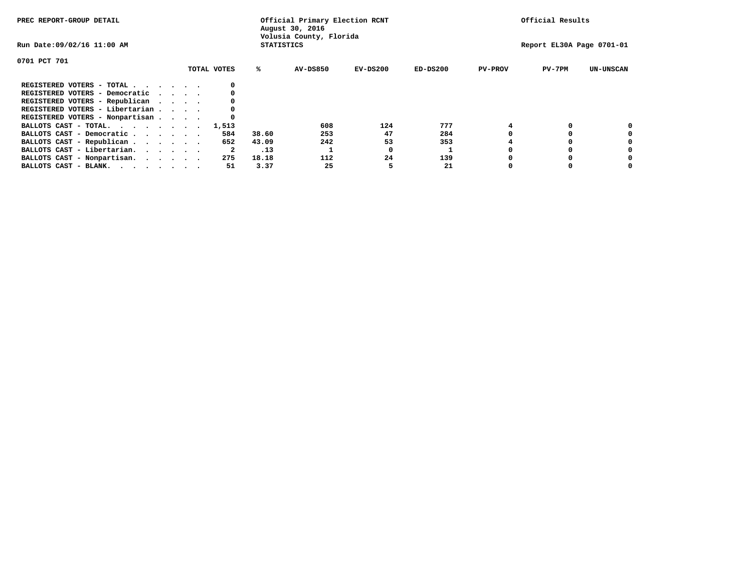PREC REPORT-GROUP DETAIL

Official Primary Election RCNT
August 30, 2016
Volusia County, Florida
STATISTICS

Official Results

Run Date:09/02/16 11:00 AM

Report EL30A Page 0701-01

0701 PCT 701

| | TOTAL VOTES | % | AV-DS850 | EV-DS200 | ED-DS200 | PV-PROV | PV-7PM | UN-UNSCAN |
|---|---|---|---|---|---|---|---|---|
| REGISTERED VOTERS - TOTAL . . . . . . | 0 | | | | | | | |
| REGISTERED VOTERS - Democratic . . . . | 0 | | | | | | | |
| REGISTERED VOTERS - Republican . . . . | 0 | | | | | | | |
| REGISTERED VOTERS - Libertarian . . . . | 0 | | | | | | | |
| REGISTERED VOTERS - Nonpartisan . . . . | 0 | | | | | | | |
| BALLOTS CAST - TOTAL. . . . . . . . | 1,513 | | 608 | 124 | 777 | 4 | 0 | 0 |
| BALLOTS CAST - Democratic . . . . . . | 584 | 38.60 | 253 | 47 | 284 | 0 | 0 | 0 |
| BALLOTS CAST - Republican . . . . . . | 652 | 43.09 | 242 | 53 | 353 | 4 | 0 | 0 |
| BALLOTS CAST - Libertarian. . . . . . | 2 | .13 | 1 | 0 | 1 | 0 | 0 | 0 |
| BALLOTS CAST - Nonpartisan. . . . . . | 275 | 18.18 | 112 | 24 | 139 | 0 | 0 | 0 |
| BALLOTS CAST - BLANK. . . . . . . . | 51 | 3.37 | 25 | 5 | 21 | 0 | 0 | 0 |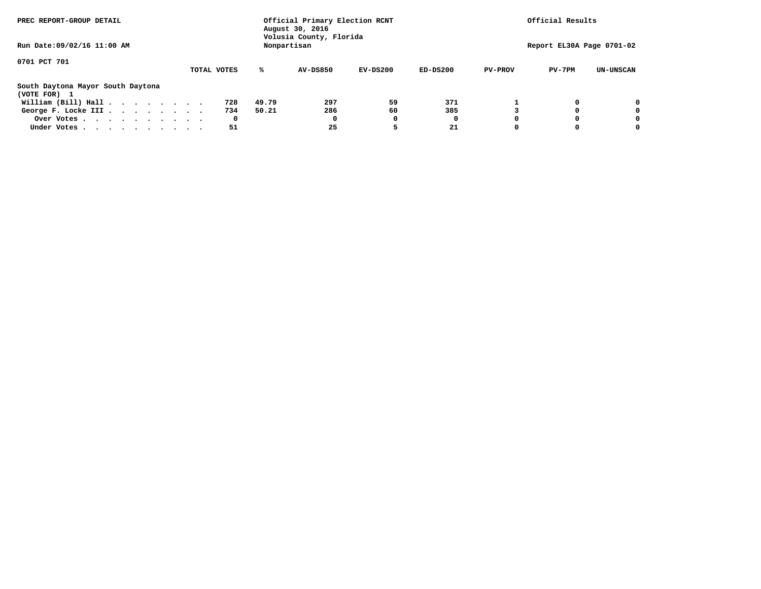PREC REPORT-GROUP DETAIL

Official Primary Election RCNT
August 30, 2016
Volusia County, Florida
Nonpartisan

Official Results

Run Date:09/02/16 11:00 AM

Report EL30A Page 0701-02

0701 PCT 701

South Daytona Mayor South Daytona
(VOTE FOR) 1

| | TOTAL VOTES | % | AV-DS850 | EV-DS200 | ED-DS200 | PV-PROV | PV-7PM | UN-UNSCAN |
|---|---|---|---|---|---|---|---|---|
| William (Bill) Hall | 728 | 49.79 | 297 | 59 | 371 | 1 | 0 | 0 |
| George F. Locke III | 734 | 50.21 | 286 | 60 | 385 | 3 | 0 | 0 |
| Over Votes | 0 | | 0 | 0 | 0 | 0 | 0 | 0 |
| Under Votes | 51 | | 25 | 5 | 21 | 0 | 0 | 0 |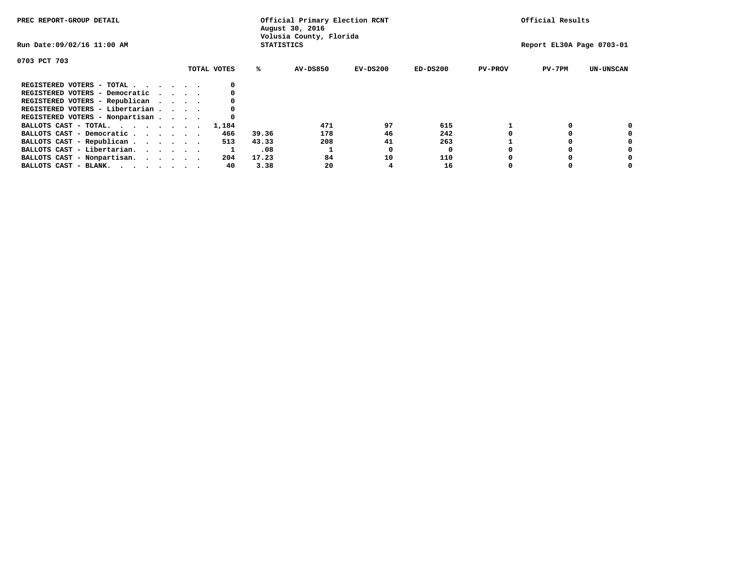PREC REPORT-GROUP DETAIL

Official Primary Election RCNT
August 30, 2016
Volusia County, Florida
STATISTICS

Official Results

Run Date:09/02/16 11:00 AM

Report EL30A Page 0703-01

0703 PCT 703

| | TOTAL VOTES | % | AV-DS850 | EV-DS200 | ED-DS200 | PV-PROV | PV-7PM | UN-UNSCAN |
|---|---|---|---|---|---|---|---|---|
| REGISTERED VOTERS - TOTAL . . . . . . | 0 | | | | | | | |
| REGISTERED VOTERS - Democratic . . . . | 0 | | | | | | | |
| REGISTERED VOTERS - Republican . . . . | 0 | | | | | | | |
| REGISTERED VOTERS - Libertarian . . . . | 0 | | | | | | | |
| REGISTERED VOTERS - Nonpartisan . . . . | 0 | | | | | | | |
| BALLOTS CAST - TOTAL. . . . . . . . | 1,184 | | 471 | 97 | 615 | 1 | 0 | 0 |
| BALLOTS CAST - Democratic . . . . . . | 466 | 39.36 | 178 | 46 | 242 | 0 | 0 | 0 |
| BALLOTS CAST - Republican . . . . . . | 513 | 43.33 | 208 | 41 | 263 | 1 | 0 | 0 |
| BALLOTS CAST - Libertarian. . . . . . | 1 | .08 | 1 | 0 | 0 | 0 | 0 | 0 |
| BALLOTS CAST - Nonpartisan. . . . . . | 204 | 17.23 | 84 | 10 | 110 | 0 | 0 | 0 |
| BALLOTS CAST - BLANK. . . . . . . . | 40 | 3.38 | 20 | 4 | 16 | 0 | 0 | 0 |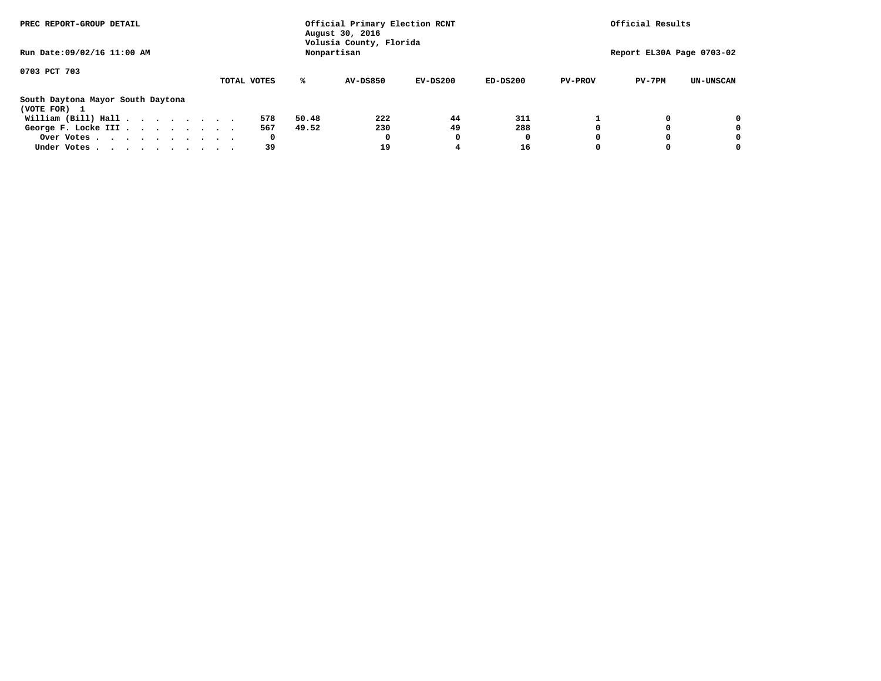PREC REPORT-GROUP DETAIL

Official Primary Election RCNT
August 30, 2016
Volusia County, Florida
Nonpartisan

Official Results

Run Date:09/02/16 11:00 AM

Report EL30A Page 0703-02

0703 PCT 703

| | TOTAL VOTES | % | AV-DS850 | EV-DS200 | ED-DS200 | PV-PROV | PV-7PM | UN-UNSCAN |
|---|---|---|---|---|---|---|---|---|
| **South Daytona Mayor South Daytona (VOTE FOR) 1** | | | | | | | | |
| William (Bill) Hall | 578 | 50.48 | 222 | 44 | 311 | 1 | 0 | 0 |
| George F. Locke III | 567 | 49.52 | 230 | 49 | 288 | 0 | 0 | 0 |
| Over Votes | 0 | | 0 | 0 | 0 | 0 | 0 | 0 |
| Under Votes | 39 | | 19 | 4 | 16 | 0 | 0 | 0 |